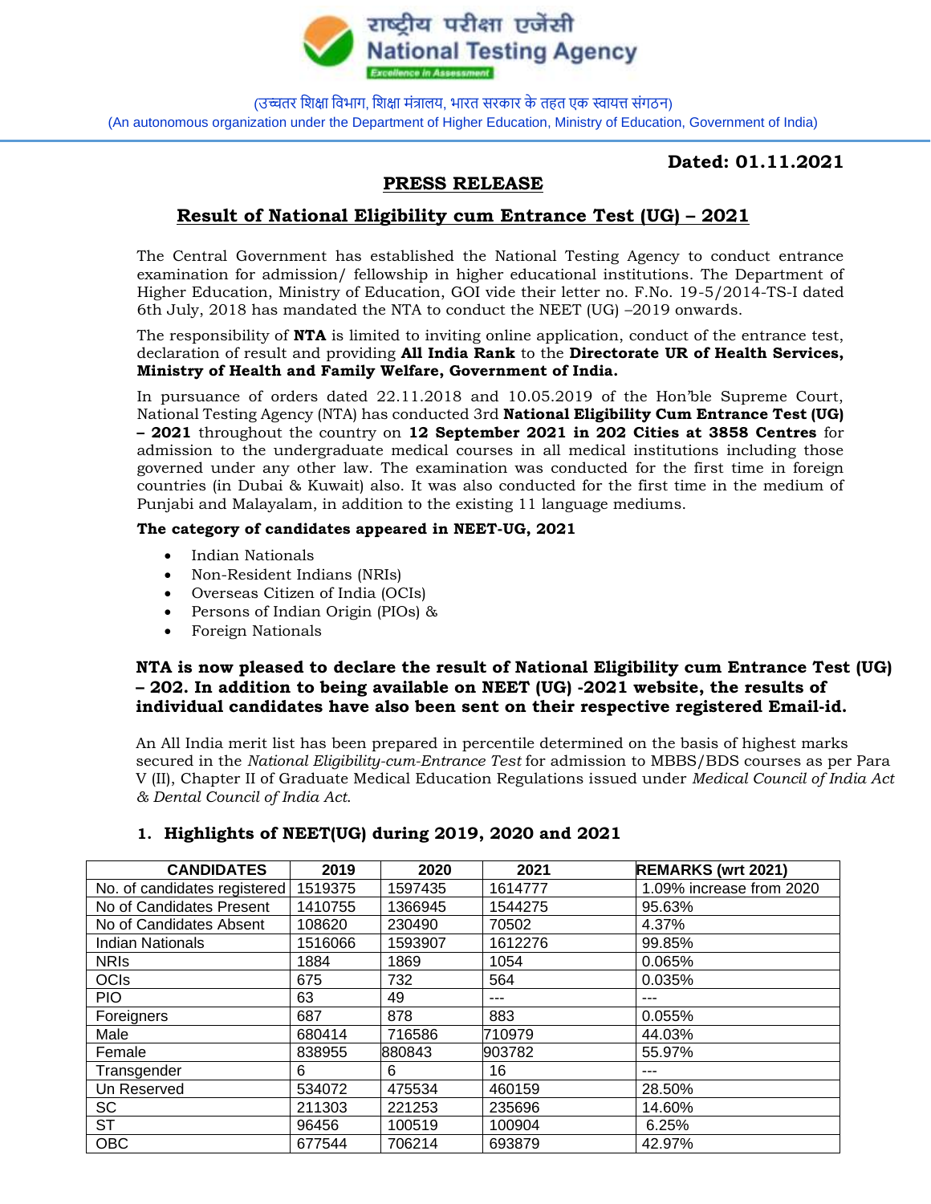राष्ट्रीय परीक्षा एजेंसी
National Testing Agency
Excellence in Assessment

(उच्चतर शिक्षा विभाग, शिक्षा मंत्रालय, भारत सरकार के तहत एक स्वायत्त संगठन)
(An autonomous organization under the Department of Higher Education, Ministry of Education, Government of India)

**Dated: 01.11.2021**

# PRESS RELEASE

## Result of National Eligibility cum Entrance Test (UG) – 2021

The Central Government has established the National Testing Agency to conduct entrance examination for admission/ fellowship in higher educational institutions. The Department of Higher Education, Ministry of Education, GOI vide their letter no. F.No. 19-5/2014-TS-I dated 6th July, 2018 has mandated the NTA to conduct the NEET (UG) –2019 onwards.

The responsibility of **NTA** is limited to inviting online application, conduct of the entrance test, declaration of result and providing **All India Rank** to the **Directorate UR of Health Services, Ministry of Health and Family Welfare, Government of India.**

In pursuance of orders dated 22.11.2018 and 10.05.2019 of the Hon'ble Supreme Court, National Testing Agency (NTA) has conducted 3rd **National Eligibility Cum Entrance Test (UG) – 2021** throughout the country on **12 September 2021 in 202 Cities at 3858 Centres** for admission to the undergraduate medical courses in all medical institutions including those governed under any other law. The examination was conducted for the first time in foreign countries (in Dubai & Kuwait) also. It was also conducted for the first time in the medium of Punjabi and Malayalam, in addition to the existing 11 language mediums.

**The category of candidates appeared in NEET-UG, 2021**

- Indian Nationals
- Non-Resident Indians (NRIs)
- Overseas Citizen of India (OCIs)
- Persons of Indian Origin (PIOs) &
- Foreign Nationals

**NTA is now pleased to declare the result of National Eligibility cum Entrance Test (UG) – 202. In addition to being available on NEET (UG) -2021 website, the results of individual candidates have also been sent on their respective registered Email-id.**

An All India merit list has been prepared in percentile determined on the basis of highest marks secured in the *National Eligibility-cum-Entrance Test* for admission to MBBS/BDS courses as per Para V (II), Chapter II of Graduate Medical Education Regulations issued under *Medical Council of India Act & Dental Council of India Act.*

### 1. Highlights of NEET(UG) during 2019, 2020 and 2021

| CANDIDATES | 2019 | 2020 | 2021 | REMARKS (wrt 2021) |
|---|---|---|---|---|
| No. of candidates registered | 1519375 | 1597435 | 1614777 | 1.09% increase from 2020 |
| No of Candidates Present | 1410755 | 1366945 | 1544275 | 95.63% |
| No of Candidates Absent | 108620 | 230490 | 70502 | 4.37% |
| Indian Nationals | 1516066 | 1593907 | 1612276 | 99.85% |
| NRIs | 1884 | 1869 | 1054 | 0.065% |
| OCIs | 675 | 732 | 564 | 0.035% |
| PIO | 63 | 49 | --- | --- |
| Foreigners | 687 | 878 | 883 | 0.055% |
| Male | 680414 | 716586 | 710979 | 44.03% |
| Female | 838955 | 880843 | 903782 | 55.97% |
| Transgender | 6 | 6 | 16 | --- |
| Un Reserved | 534072 | 475534 | 460159 | 28.50% |
| SC | 211303 | 221253 | 235696 | 14.60% |
| ST | 96456 | 100519 | 100904 | 6.25% |
| OBC | 677544 | 706214 | 693879 | 42.97% |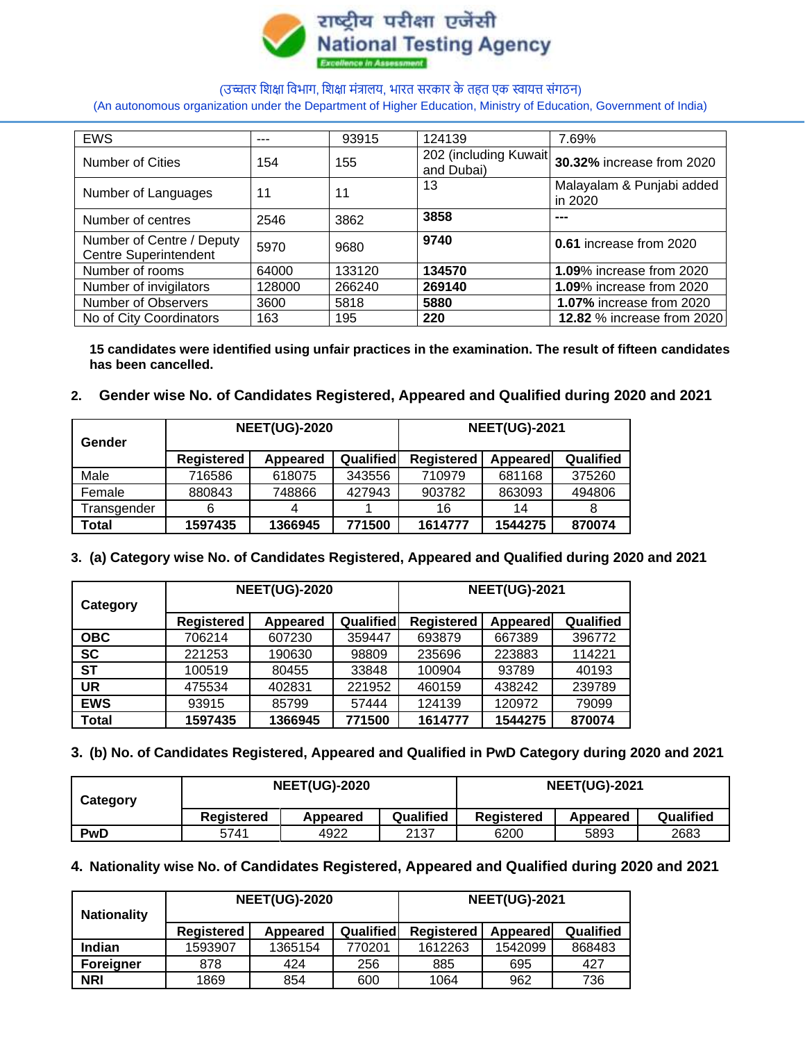| EWS | --- | 93915 | 124139 | 7.69% |
|---|---|---|---|---|
| Number of Cities | 154 | 155 | 202 (including Kuwait and Dubai) | **30.32%** increase from 2020 |
| Number of Languages | 11 | 11 | 13 | Malayalam & Punjabi added in 2020 |
| Number of centres | 2546 | 3862 | **3858** | **---** |
| Number of Centre / Deputy Centre Superintendent | 5970 | 9680 | **9740** | **0.61** increase from 2020 |
| Number of rooms | 64000 | 133120 | **134570** | **1.09**% increase from 2020 |
| Number of invigilators | 128000 | 266240 | **269140** | **1.09**% increase from 2020 |
| Number of Observers | 3600 | 5818 | **5880** | **1.07%** increase from 2020 |
| No of City Coordinators | 163 | 195 | **220** | **12.82** % increase from 2020 |

**15 candidates were identified using unfair practices in the examination. The result of fifteen candidates has been cancelled.**

## 2. Gender wise No. of Candidates Registered, Appeared and Qualified during 2020 and 2021

| **Gender** | **NEET(UG)-2020** | | | **NEET(UG)-2021** | | |
|---|---|---|---|---|---|---|
| | **Registered** | **Appeared** | **Qualified** | **Registered** | **Appeared** | **Qualified** |
| Male | 716586 | 618075 | 343556 | 710979 | 681168 | 375260 |
| Female | 880843 | 748866 | 427943 | 903782 | 863093 | 494806 |
| Transgender | 6 | 4 | 1 | 16 | 14 | 8 |
| **Total** | **1597435** | **1366945** | **771500** | **1614777** | **1544275** | **870074** |

## 3. (a) Category wise No. of Candidates Registered, Appeared and Qualified during 2020 and 2021

| **Category** | **NEET(UG)-2020** | | | **NEET(UG)-2021** | | |
|---|---|---|---|---|---|---|
| | **Registered** | **Appeared** | **Qualified** | **Registered** | **Appeared** | **Qualified** |
| **OBC** | 706214 | 607230 | 359447 | 693879 | 667389 | 396772 |
| **SC** | 221253 | 190630 | 98809 | 235696 | 223883 | 114221 |
| **ST** | 100519 | 80455 | 33848 | 100904 | 93789 | 40193 |
| **UR** | 475534 | 402831 | 221952 | 460159 | 438242 | 239789 |
| **EWS** | 93915 | 85799 | 57444 | 124139 | 120972 | 79099 |
| **Total** | **1597435** | **1366945** | **771500** | **1614777** | **1544275** | **870074** |

## 3. (b) No. of Candidates Registered, Appeared and Qualified in PwD Category during 2020 and 2021

| **Category** | **NEET(UG)-2020** | | | **NEET(UG)-2021** | | |
|---|---|---|---|---|---|---|
| | **Registered** | **Appeared** | **Qualified** | **Registered** | **Appeared** | **Qualified** |
| **PwD** | 5741 | 4922 | 2137 | 6200 | 5893 | 2683 |

## 4. Nationality wise No. of Candidates Registered, Appeared and Qualified during 2020 and 2021

| **Nationality** | **NEET(UG)-2020** | | | **NEET(UG)-2021** | | |
|---|---|---|---|---|---|---|
| | **Registered** | **Appeared** | **Qualified** | **Registered** | **Appeared** | **Qualified** |
| **Indian** | 1593907 | 1365154 | 770201 | 1612263 | 1542099 | 868483 |
| **Foreigner** | 878 | 424 | 256 | 885 | 695 | 427 |
| **NRI** | 1869 | 854 | 600 | 1064 | 962 | 736 |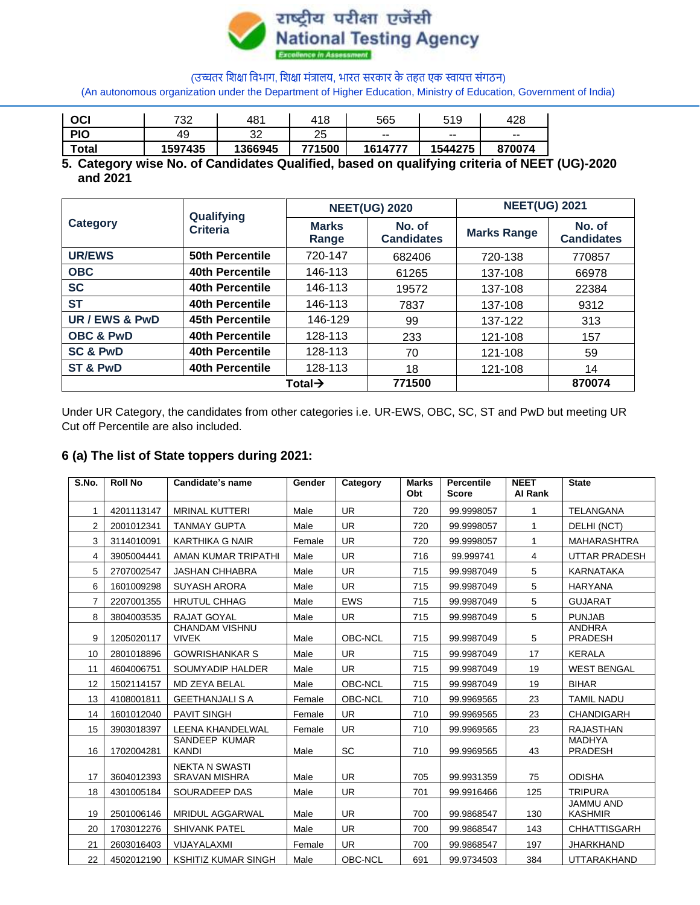| OCI | 732 | 481 | 418 | 565 | 519 | 428 |
|---|---|---|---|---|---|---|
| PIO | 49 | 32 | 25 | -- | -- | -- |
| **Total** | **1597435** | **1366945** | **771500** | **1614777** | **1544275** | **870074** |

**5. Category wise No. of Candidates Qualified, based on qualifying criteria of NEET (UG)-2020 and 2021**

| Category | Qualifying Criteria | NEET(UG) 2020 | | NEET(UG) 2021 | |
|---|---|---|---|---|---|
| | | Marks Range | No. of Candidates | Marks Range | No. of Candidates |
| **UR/EWS** | **50th Percentile** | 720-147 | 682406 | 720-138 | 770857 |
| **OBC** | **40th Percentile** | 146-113 | 61265 | 137-108 | 66978 |
| **SC** | **40th Percentile** | 146-113 | 19572 | 137-108 | 22384 |
| **ST** | **40th Percentile** | 146-113 | 7837 | 137-108 | 9312 |
| **UR / EWS & PwD** | **45th Percentile** | 146-129 | 99 | 137-122 | 313 |
| **OBC & PwD** | **40th Percentile** | 128-113 | 233 | 121-108 | 157 |
| **SC & PwD** | **40th Percentile** | 128-113 | 70 | 121-108 | 59 |
| **ST & PwD** | **40th Percentile** | 128-113 | 18 | 121-108 | 14 |
| | | **Total→** | **771500** | | **870074** |

Under UR Category, the candidates from other categories i.e. UR-EWS, OBC, SC, ST and PwD but meeting UR Cut off Percentile are also included.

### 6 (a) The list of State toppers during 2021:

| S.No. | Roll No | Candidate's name | Gender | Category | Marks Obt | Percentile Score | NEET AI Rank | State |
|---|---|---|---|---|---|---|---|---|
| 1 | 4201113147 | MRINAL KUTTERI | Male | UR | 720 | 99.9998057 | 1 | TELANGANA |
| 2 | 2001012341 | TANMAY GUPTA | Male | UR | 720 | 99.9998057 | 1 | DELHI (NCT) |
| 3 | 3114010091 | KARTHIKA G NAIR | Female | UR | 720 | 99.9998057 | 1 | MAHARASHTRA |
| 4 | 3905004441 | AMAN KUMAR TRIPATHI | Male | UR | 716 | 99.999741 | 4 | UTTAR PRADESH |
| 5 | 2707002547 | JASHAN CHHABRA | Male | UR | 715 | 99.9987049 | 5 | KARNATAKA |
| 6 | 1601009298 | SUYASH ARORA | Male | UR | 715 | 99.9987049 | 5 | HARYANA |
| 7 | 2207001355 | HRUTUL CHHAG | Male | EWS | 715 | 99.9987049 | 5 | GUJARAT |
| 8 | 3804003535 | RAJAT GOYAL | Male | UR | 715 | 99.9987049 | 5 | PUNJAB |
| 9 | 1205020117 | CHANDAM VISHNU VIVEK | Male | OBC-NCL | 715 | 99.9987049 | 5 | ANDHRA PRADESH |
| 10 | 2801018896 | GOWRISHANKAR S | Male | UR | 715 | 99.9987049 | 17 | KERALA |
| 11 | 4604006751 | SOUMYADIP HALDER | Male | UR | 715 | 99.9987049 | 19 | WEST BENGAL |
| 12 | 1502114157 | MD ZEYA BELAL | Male | OBC-NCL | 715 | 99.9987049 | 19 | BIHAR |
| 13 | 4108001811 | GEETHANJALI S A | Female | OBC-NCL | 710 | 99.9969565 | 23 | TAMIL NADU |
| 14 | 1601012040 | PAVIT SINGH | Female | UR | 710 | 99.9969565 | 23 | CHANDIGARH |
| 15 | 3903018397 | LEENA KHANDELWAL | Female | UR | 710 | 99.9969565 | 23 | RAJASTHAN |
| 16 | 1702004281 | SANDEEP KUMAR KANDI | Male | SC | 710 | 99.9969565 | 43 | MADHYA PRADESH |
| 17 | 3604012393 | NEKTA N SWASTI SRAVAN MISHRA | Male | UR | 705 | 99.9931359 | 75 | ODISHA |
| 18 | 4301005184 | SOURADEEP DAS | Male | UR | 701 | 99.9916466 | 125 | TRIPURA |
| 19 | 2501006146 | MRIDUL AGGARWAL | Male | UR | 700 | 99.9868547 | 130 | JAMMU AND KASHMIR |
| 20 | 1703012276 | SHIVANK PATEL | Male | UR | 700 | 99.9868547 | 143 | CHHATTISGARH |
| 21 | 2603016403 | VIJAYALAXMI | Female | UR | 700 | 99.9868547 | 197 | JHARKHAND |
| 22 | 4502012190 | KSHITIZ KUMAR SINGH | Male | OBC-NCL | 691 | 99.9734503 | 384 | UTTARAKHAND |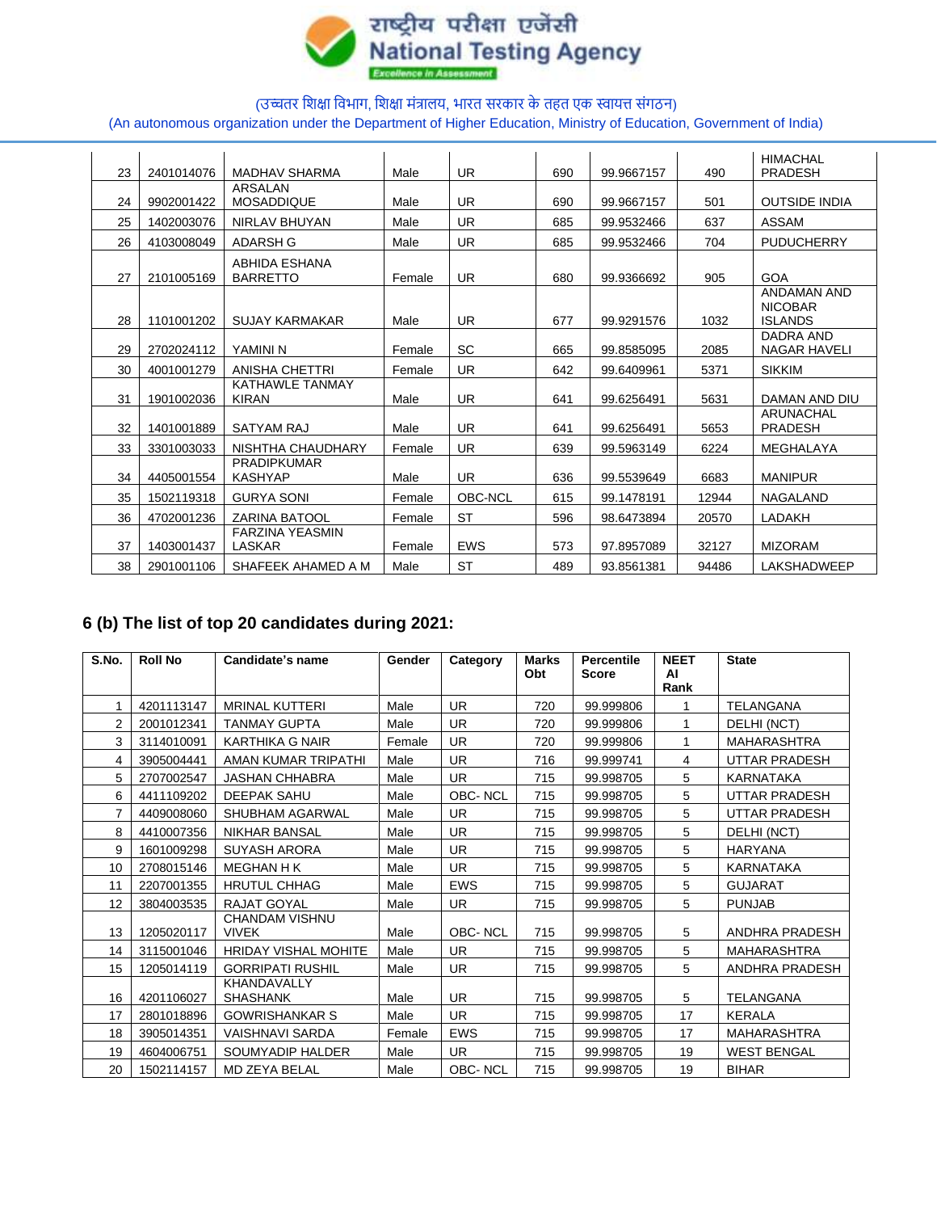| | | | | | | | | |
|---|---|---|---|---|---|---|---|---|
| 23 | 2401014076 | MADHAV SHARMA | Male | UR | 690 | 99.9667157 | 490 | HIMACHAL PRADESH |
| 24 | 9902001422 | ARSALAN MOSADDIQUE | Male | UR | 690 | 99.9667157 | 501 | OUTSIDE INDIA |
| 25 | 1402003076 | NIRLAV BHUYAN | Male | UR | 685 | 99.9532466 | 637 | ASSAM |
| 26 | 4103008049 | ADARSH G | Male | UR | 685 | 99.9532466 | 704 | PUDUCHERRY |
| 27 | 2101005169 | ABHIDA ESHANA BARRETTO | Female | UR | 680 | 99.9366692 | 905 | GOA |
| 28 | 1101001202 | SUJAY KARMAKAR | Male | UR | 677 | 99.9291576 | 1032 | ANDAMAN AND NICOBAR ISLANDS |
| 29 | 2702024112 | YAMINI N | Female | SC | 665 | 99.8585095 | 2085 | DADRA AND NAGAR HAVELI |
| 30 | 4001001279 | ANISHA CHETTRI | Female | UR | 642 | 99.6409961 | 5371 | SIKKIM |
| 31 | 1901002036 | KATHAWLE TANMAY KIRAN | Male | UR | 641 | 99.6256491 | 5631 | DAMAN AND DIU |
| 32 | 1401001889 | SATYAM RAJ | Male | UR | 641 | 99.6256491 | 5653 | ARUNACHAL PRADESH |
| 33 | 3301003033 | NISHTHA CHAUDHARY | Female | UR | 639 | 99.5963149 | 6224 | MEGHALAYA |
| 34 | 4405001554 | PRADIPKUMAR KASHYAP | Male | UR | 636 | 99.5539649 | 6683 | MANIPUR |
| 35 | 1502119318 | GURYA SONI | Female | OBC-NCL | 615 | 99.1478191 | 12944 | NAGALAND |
| 36 | 4702001236 | ZARINA BATOOL | Female | ST | 596 | 98.6473894 | 20570 | LADAKH |
| 37 | 1403001437 | FARZINA YEASMIN LASKAR | Female | EWS | 573 | 97.8957089 | 32127 | MIZORAM |
| 38 | 2901001106 | SHAFEEK AHAMED A M | Male | ST | 489 | 93.8561381 | 94486 | LAKSHADWEEP |

## 6 (b) The list of top 20 candidates during 2021:

| S.No. | Roll No | Candidate's name | Gender | Category | Marks Obt | Percentile Score | NEET AI Rank | State |
|---|---|---|---|---|---|---|---|---|
| 1 | 4201113147 | MRINAL KUTTERI | Male | UR | 720 | 99.999806 | 1 | TELANGANA |
| 2 | 2001012341 | TANMAY GUPTA | Male | UR | 720 | 99.999806 | 1 | DELHI (NCT) |
| 3 | 3114010091 | KARTHIKA G NAIR | Female | UR | 720 | 99.999806 | 1 | MAHARASHTRA |
| 4 | 3905004441 | AMAN KUMAR TRIPATHI | Male | UR | 716 | 99.999741 | 4 | UTTAR PRADESH |
| 5 | 2707002547 | JASHAN CHHABRA | Male | UR | 715 | 99.998705 | 5 | KARNATAKA |
| 6 | 4411109202 | DEEPAK SAHU | Male | OBC- NCL | 715 | 99.998705 | 5 | UTTAR PRADESH |
| 7 | 4409008060 | SHUBHAM AGARWAL | Male | UR | 715 | 99.998705 | 5 | UTTAR PRADESH |
| 8 | 4410007356 | NIKHAR BANSAL | Male | UR | 715 | 99.998705 | 5 | DELHI (NCT) |
| 9 | 1601009298 | SUYASH ARORA | Male | UR | 715 | 99.998705 | 5 | HARYANA |
| 10 | 2708015146 | MEGHAN H K | Male | UR | 715 | 99.998705 | 5 | KARNATAKA |
| 11 | 2207001355 | HRUTUL CHHAG | Male | EWS | 715 | 99.998705 | 5 | GUJARAT |
| 12 | 3804003535 | RAJAT GOYAL | Male | UR | 715 | 99.998705 | 5 | PUNJAB |
| 13 | 1205020117 | CHANDAM VISHNU VIVEK | Male | OBC- NCL | 715 | 99.998705 | 5 | ANDHRA PRADESH |
| 14 | 3115001046 | HRIDAY VISHAL MOHITE | Male | UR | 715 | 99.998705 | 5 | MAHARASHTRA |
| 15 | 1205014119 | GORRIPATI RUSHIL | Male | UR | 715 | 99.998705 | 5 | ANDHRA PRADESH |
| 16 | 4201106027 | KHANDAVALLY SHASHANK | Male | UR | 715 | 99.998705 | 5 | TELANGANA |
| 17 | 2801018896 | GOWRISHANKAR S | Male | UR | 715 | 99.998705 | 17 | KERALA |
| 18 | 3905014351 | VAISHNAVI SARDA | Female | EWS | 715 | 99.998705 | 17 | MAHARASHTRA |
| 19 | 4604006751 | SOUMYADIP HALDER | Male | UR | 715 | 99.998705 | 19 | WEST BENGAL |
| 20 | 1502114157 | MD ZEYA BELAL | Male | OBC- NCL | 715 | 99.998705 | 19 | BIHAR |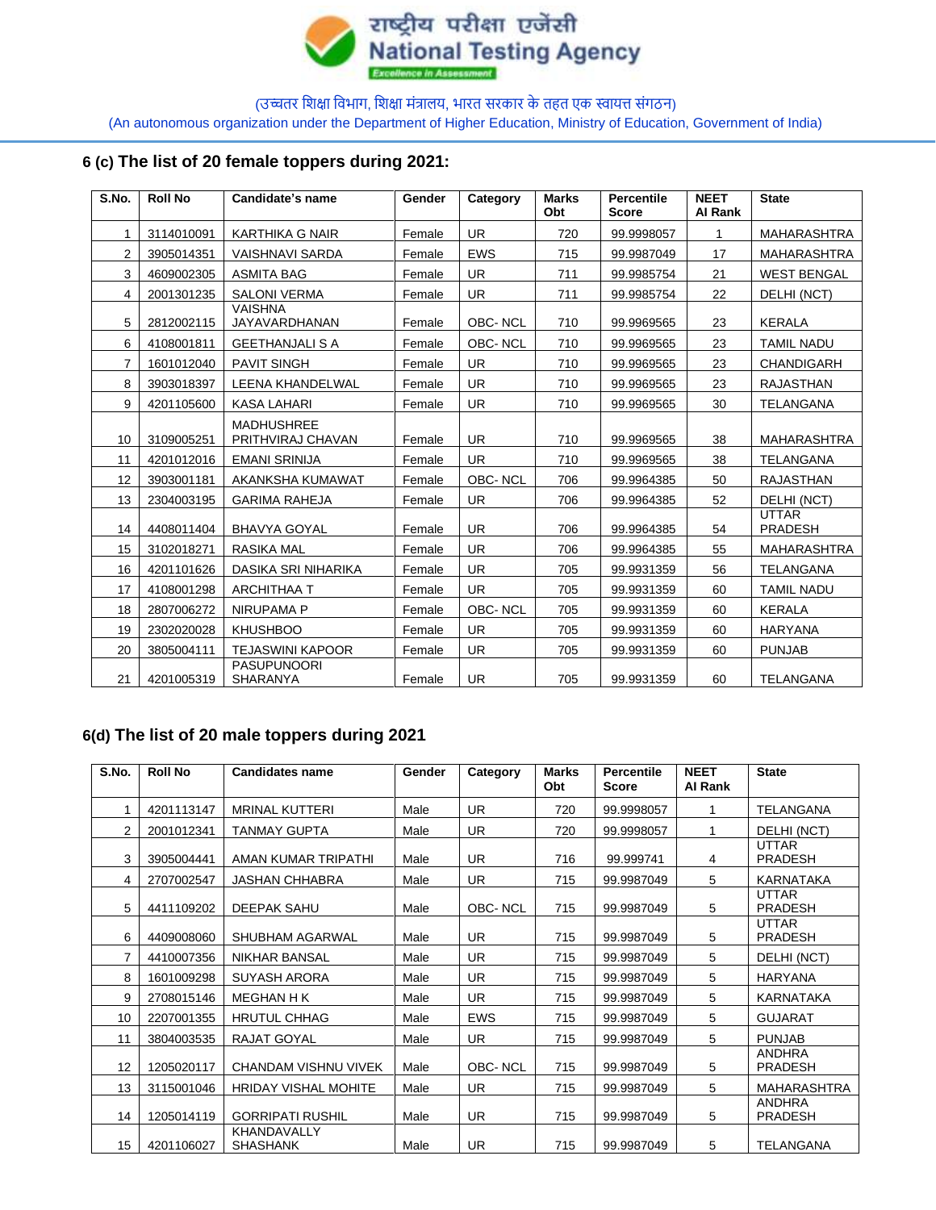## 6 (c) The list of 20 female toppers during 2021:

| S.No. | Roll No | Candidate's name | Gender | Category | Marks Obt | Percentile Score | NEET AI Rank | State |
|---|---|---|---|---|---|---|---|---|
| 1 | 3114010091 | KARTHIKA G NAIR | Female | UR | 720 | 99.9998057 | 1 | MAHARASHTRA |
| 2 | 3905014351 | VAISHNAVI SARDA | Female | EWS | 715 | 99.9987049 | 17 | MAHARASHTRA |
| 3 | 4609002305 | ASMITA BAG | Female | UR | 711 | 99.9985754 | 21 | WEST BENGAL |
| 4 | 2001301235 | SALONI VERMA | Female | UR | 711 | 99.9985754 | 22 | DELHI (NCT) |
| 5 | 2812002115 | VAISHNA JAYAVARDHANAN | Female | OBC- NCL | 710 | 99.9969565 | 23 | KERALA |
| 6 | 4108001811 | GEETHANJALI S A | Female | OBC- NCL | 710 | 99.9969565 | 23 | TAMIL NADU |
| 7 | 1601012040 | PAVIT SINGH | Female | UR | 710 | 99.9969565 | 23 | CHANDIGARH |
| 8 | 3903018397 | LEENA KHANDELWAL | Female | UR | 710 | 99.9969565 | 23 | RAJASTHAN |
| 9 | 4201105600 | KASA LAHARI | Female | UR | 710 | 99.9969565 | 30 | TELANGANA |
| 10 | 3109005251 | MADHUSHREE PRITHVIRAJ CHAVAN | Female | UR | 710 | 99.9969565 | 38 | MAHARASHTRA |
| 11 | 4201012016 | EMANI SRINIJA | Female | UR | 710 | 99.9969565 | 38 | TELANGANA |
| 12 | 3903001181 | AKANKSHA KUMAWAT | Female | OBC- NCL | 706 | 99.9964385 | 50 | RAJASTHAN |
| 13 | 2304003195 | GARIMA RAHEJA | Female | UR | 706 | 99.9964385 | 52 | DELHI (NCT) |
| 14 | 4408011404 | BHAVYA GOYAL | Female | UR | 706 | 99.9964385 | 54 | UTTAR PRADESH |
| 15 | 3102018271 | RASIKA MAL | Female | UR | 706 | 99.9964385 | 55 | MAHARASHTRA |
| 16 | 4201101626 | DASIKA SRI NIHARIKA | Female | UR | 705 | 99.9931359 | 56 | TELANGANA |
| 17 | 4108001298 | ARCHITHAA T | Female | UR | 705 | 99.9931359 | 60 | TAMIL NADU |
| 18 | 2807006272 | NIRUPAMA P | Female | OBC- NCL | 705 | 99.9931359 | 60 | KERALA |
| 19 | 2302020028 | KHUSHBOO | Female | UR | 705 | 99.9931359 | 60 | HARYANA |
| 20 | 3805004111 | TEJASWINI KAPOOR | Female | UR | 705 | 99.9931359 | 60 | PUNJAB |
| 21 | 4201005319 | PASUPUNOORI SHARANYA | Female | UR | 705 | 99.9931359 | 60 | TELANGANA |

## 6(d) The list of 20 male toppers during 2021

| S.No. | Roll No | Candidates name | Gender | Category | Marks Obt | Percentile Score | NEET AI Rank | State |
|---|---|---|---|---|---|---|---|---|
| 1 | 4201113147 | MRINAL KUTTERI | Male | UR | 720 | 99.9998057 | 1 | TELANGANA |
| 2 | 2001012341 | TANMAY GUPTA | Male | UR | 720 | 99.9998057 | 1 | DELHI (NCT) |
| 3 | 3905004441 | AMAN KUMAR TRIPATHI | Male | UR | 716 | 99.999741 | 4 | UTTAR PRADESH |
| 4 | 2707002547 | JASHAN CHHABRA | Male | UR | 715 | 99.9987049 | 5 | KARNATAKA |
| 5 | 4411109202 | DEEPAK SAHU | Male | OBC- NCL | 715 | 99.9987049 | 5 | UTTAR PRADESH |
| 6 | 4409008060 | SHUBHAM AGARWAL | Male | UR | 715 | 99.9987049 | 5 | UTTAR PRADESH |
| 7 | 4410007356 | NIKHAR BANSAL | Male | UR | 715 | 99.9987049 | 5 | DELHI (NCT) |
| 8 | 1601009298 | SUYASH ARORA | Male | UR | 715 | 99.9987049 | 5 | HARYANA |
| 9 | 2708015146 | MEGHAN H K | Male | UR | 715 | 99.9987049 | 5 | KARNATAKA |
| 10 | 2207001355 | HRUTUL CHHAG | Male | EWS | 715 | 99.9987049 | 5 | GUJARAT |
| 11 | 3804003535 | RAJAT GOYAL | Male | UR | 715 | 99.9987049 | 5 | PUNJAB |
| 12 | 1205020117 | CHANDAM VISHNU VIVEK | Male | OBC- NCL | 715 | 99.9987049 | 5 | ANDHRA PRADESH |
| 13 | 3115001046 | HRIDAY VISHAL MOHITE | Male | UR | 715 | 99.9987049 | 5 | MAHARASHTRA |
| 14 | 1205014119 | GORRIPATI RUSHIL | Male | UR | 715 | 99.9987049 | 5 | ANDHRA PRADESH |
| 15 | 4201106027 | KHANDAVALLY SHASHANK | Male | UR | 715 | 99.9987049 | 5 | TELANGANA |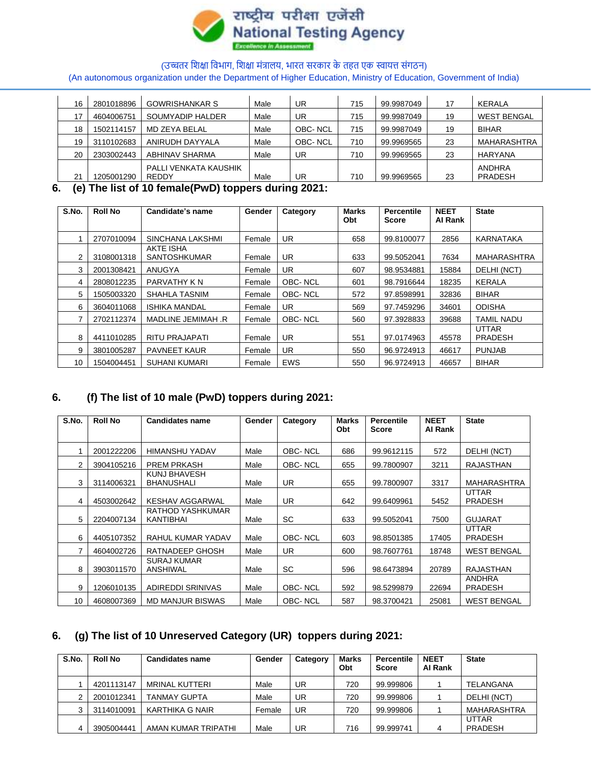| 16 | 2801018896 | GOWRISHANKAR S | Male | UR | 715 | 99.9987049 | 17 | KERALA |
|---|---|---|---|---|---|---|---|---|
| 17 | 4604006751 | SOUMYADIP HALDER | Male | UR | 715 | 99.9987049 | 19 | WEST BENGAL |
| 18 | 1502114157 | MD ZEYA BELAL | Male | OBC- NCL | 715 | 99.9987049 | 19 | BIHAR |
| 19 | 3110102683 | ANIRUDH DAYYALA | Male | OBC- NCL | 710 | 99.9969565 | 23 | MAHARASHTRA |
| 20 | 2303002443 | ABHINAV SHARMA | Male | UR | 710 | 99.9969565 | 23 | HARYANA |
| 21 | 1205001290 | PALLI VENKATA KAUSHIK REDDY | Male | UR | 710 | 99.9969565 | 23 | ANDHRA PRADESH |

## 6. (e) The list of 10 female(PwD) toppers during 2021:

| S.No. | Roll No | Candidate's name | Gender | Category | Marks Obt | Percentile Score | NEET AI Rank | State |
|---|---|---|---|---|---|---|---|---|
| 1 | 2707010094 | SINCHANA LAKSHMI | Female | UR | 658 | 99.8100077 | 2856 | KARNATAKA |
| 2 | 3108001318 | AKTE ISHA SANTOSHKUMAR | Female | UR | 633 | 99.5052041 | 7634 | MAHARASHTRA |
| 3 | 2001308421 | ANUGYA | Female | UR | 607 | 98.9534881 | 15884 | DELHI (NCT) |
| 4 | 2808012235 | PARVATHY K N | Female | OBC- NCL | 601 | 98.7916644 | 18235 | KERALA |
| 5 | 1505003320 | SHAHLA TASNIM | Female | OBC- NCL | 572 | 97.8598991 | 32836 | BIHAR |
| 6 | 3604011068 | ISHIKA MANDAL | Female | UR | 569 | 97.7459296 | 34601 | ODISHA |
| 7 | 2702112374 | MADLINE JEMIMAH .R | Female | OBC- NCL | 560 | 97.3928833 | 39688 | TAMIL NADU |
| 8 | 4411010285 | RITU PRAJAPATI | Female | UR | 551 | 97.0174963 | 45578 | UTTAR PRADESH |
| 9 | 3801005287 | PAVNEET KAUR | Female | UR | 550 | 96.9724913 | 46617 | PUNJAB |
| 10 | 1504004451 | SUHANI KUMARI | Female | EWS | 550 | 96.9724913 | 46657 | BIHAR |

## 6. (f) The list of 10 male (PwD) toppers during 2021:

| S.No. | Roll No | Candidates name | Gender | Category | Marks Obt | Percentile Score | NEET AI Rank | State |
|---|---|---|---|---|---|---|---|---|
| 1 | 2001222206 | HIMANSHU YADAV | Male | OBC- NCL | 686 | 99.9612115 | 572 | DELHI (NCT) |
| 2 | 3904105216 | PREM PRKASH | Male | OBC- NCL | 655 | 99.7800907 | 3211 | RAJASTHAN |
| 3 | 3114006321 | KUNJ BHAVESH BHANUSHALI | Male | UR | 655 | 99.7800907 | 3317 | MAHARASHTRA |
| 4 | 4503002642 | KESHAV AGGARWAL | Male | UR | 642 | 99.6409961 | 5452 | UTTAR PRADESH |
| 5 | 2204007134 | RATHOD YASHKUMAR KANTIBHAI | Male | SC | 633 | 99.5052041 | 7500 | GUJARAT |
| 6 | 4405107352 | RAHUL KUMAR YADAV | Male | OBC- NCL | 603 | 98.8501385 | 17405 | UTTAR PRADESH |
| 7 | 4604002726 | RATNADEEP GHOSH | Male | UR | 600 | 98.7607761 | 18748 | WEST BENGAL |
| 8 | 3903011570 | SURAJ KUMAR ANSHIWAL | Male | SC | 596 | 98.6473894 | 20789 | RAJASTHAN |
| 9 | 1206010135 | ADIREDDI SRINIVAS | Male | OBC- NCL | 592 | 98.5299879 | 22694 | ANDHRA PRADESH |
| 10 | 4608007369 | MD MANJUR BISWAS | Male | OBC- NCL | 587 | 98.3700421 | 25081 | WEST BENGAL |

## 6. (g) The list of 10 Unreserved Category (UR) toppers during 2021:

| S.No. | Roll No | Candidates name | Gender | Category | Marks Obt | Percentile Score | NEET AI Rank | State |
|---|---|---|---|---|---|---|---|---|
| 1 | 4201113147 | MRINAL KUTTERI | Male | UR | 720 | 99.999806 | 1 | TELANGANA |
| 2 | 2001012341 | TANMAY GUPTA | Male | UR | 720 | 99.999806 | 1 | DELHI (NCT) |
| 3 | 3114010091 | KARTHIKA G NAIR | Female | UR | 720 | 99.999806 | 1 | MAHARASHTRA |
| 4 | 3905004441 | AMAN KUMAR TRIPATHI | Male | UR | 716 | 99.999741 | 4 | UTTAR PRADESH |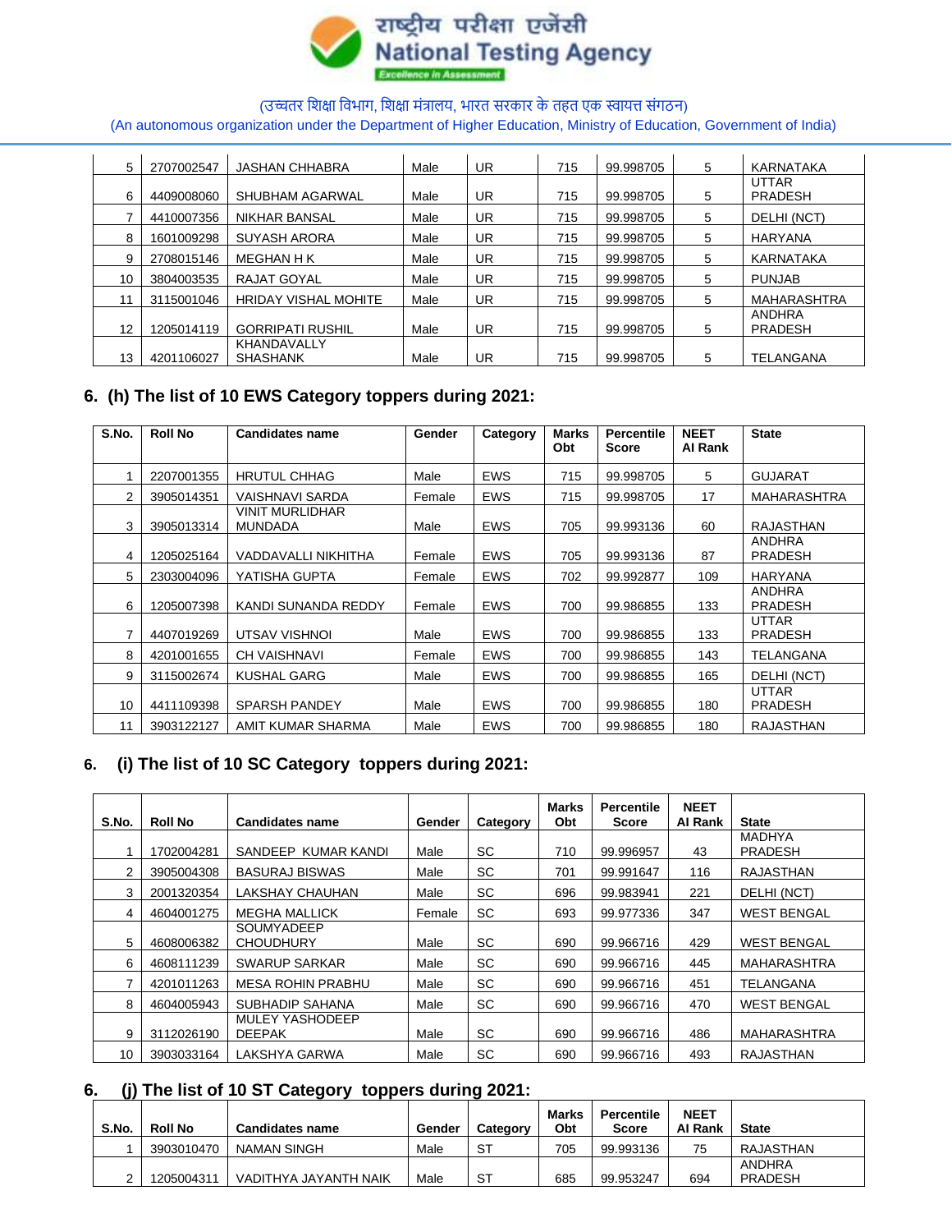| | | | | | | | | |
|---|---|---|---|---|---|---|---|---|
| 5 | 2707002547 | JASHAN CHHABRA | Male | UR | 715 | 99.998705 | 5 | KARNATAKA |
| 6 | 4409008060 | SHUBHAM AGARWAL | Male | UR | 715 | 99.998705 | 5 | UTTAR PRADESH |
| 7 | 4410007356 | NIKHAR BANSAL | Male | UR | 715 | 99.998705 | 5 | DELHI (NCT) |
| 8 | 1601009298 | SUYASH ARORA | Male | UR | 715 | 99.998705 | 5 | HARYANA |
| 9 | 2708015146 | MEGHAN H K | Male | UR | 715 | 99.998705 | 5 | KARNATAKA |
| 10 | 3804003535 | RAJAT GOYAL | Male | UR | 715 | 99.998705 | 5 | PUNJAB |
| 11 | 3115001046 | HRIDAY VISHAL MOHITE | Male | UR | 715 | 99.998705 | 5 | MAHARASHTRA |
| 12 | 1205014119 | GORRIPATI RUSHIL | Male | UR | 715 | 99.998705 | 5 | ANDHRA PRADESH |
| 13 | 4201106027 | KHANDAVALLY SHASHANK | Male | UR | 715 | 99.998705 | 5 | TELANGANA |

## 6. (h) The list of 10 EWS Category toppers during 2021:

| S.No. | Roll No | Candidates name | Gender | Category | Marks Obt | Percentile Score | NEET AI Rank | State |
|---|---|---|---|---|---|---|---|---|
| 1 | 2207001355 | HRUTUL CHHAG | Male | EWS | 715 | 99.998705 | 5 | GUJARAT |
| 2 | 3905014351 | VAISHNAVI SARDA | Female | EWS | 715 | 99.998705 | 17 | MAHARASHTRA |
| 3 | 3905013314 | VINIT MURLIDHAR MUNDADA | Male | EWS | 705 | 99.993136 | 60 | RAJASTHAN |
| 4 | 1205025164 | VADDAVALLI NIKHITHA | Female | EWS | 705 | 99.993136 | 87 | ANDHRA PRADESH |
| 5 | 2303004096 | YATISHA GUPTA | Female | EWS | 702 | 99.992877 | 109 | HARYANA |
| 6 | 1205007398 | KANDI SUNANDA REDDY | Female | EWS | 700 | 99.986855 | 133 | ANDHRA PRADESH |
| 7 | 4407019269 | UTSAV VISHNOI | Male | EWS | 700 | 99.986855 | 133 | UTTAR PRADESH |
| 8 | 4201001655 | CH VAISHNAVI | Female | EWS | 700 | 99.986855 | 143 | TELANGANA |
| 9 | 3115002674 | KUSHAL GARG | Male | EWS | 700 | 99.986855 | 165 | DELHI (NCT) |
| 10 | 4411109398 | SPARSH PANDEY | Male | EWS | 700 | 99.986855 | 180 | UTTAR PRADESH |
| 11 | 3903122127 | AMIT KUMAR SHARMA | Male | EWS | 700 | 99.986855 | 180 | RAJASTHAN |

## 6. (i) The list of 10 SC Category toppers during 2021:

| S.No. | Roll No | Candidates name | Gender | Category | Marks Obt | Percentile Score | NEET AI Rank | State |
|---|---|---|---|---|---|---|---|---|
| 1 | 1702004281 | SANDEEP KUMAR KANDI | Male | SC | 710 | 99.996957 | 43 | MADHYA PRADESH |
| 2 | 3905004308 | BASURAJ BISWAS | Male | SC | 701 | 99.991647 | 116 | RAJASTHAN |
| 3 | 2001320354 | LAKSHAY CHAUHAN | Male | SC | 696 | 99.983941 | 221 | DELHI (NCT) |
| 4 | 4604001275 | MEGHA MALLICK | Female | SC | 693 | 99.977336 | 347 | WEST BENGAL |
| 5 | 4608006382 | SOUMYADEEP CHOUDHURY | Male | SC | 690 | 99.966716 | 429 | WEST BENGAL |
| 6 | 4608111239 | SWARUP SARKAR | Male | SC | 690 | 99.966716 | 445 | MAHARASHTRA |
| 7 | 4201011263 | MESA ROHIN PRABHU | Male | SC | 690 | 99.966716 | 451 | TELANGANA |
| 8 | 4604005943 | SUBHADIP SAHANA | Male | SC | 690 | 99.966716 | 470 | WEST BENGAL |
| 9 | 3112026190 | MULEY YASHODEEP DEEPAK | Male | SC | 690 | 99.966716 | 486 | MAHARASHTRA |
| 10 | 3903033164 | LAKSHYA GARWA | Male | SC | 690 | 99.966716 | 493 | RAJASTHAN |

## 6. (j) The list of 10 ST Category toppers during 2021:

| S.No. | Roll No | Candidates name | Gender | Category | Marks Obt | Percentile Score | NEET AI Rank | State |
|---|---|---|---|---|---|---|---|---|
| 1 | 3903010470 | NAMAN SINGH | Male | ST | 705 | 99.993136 | 75 | RAJASTHAN |
| 2 | 1205004311 | VADITHYA JAYANTH NAIK | Male | ST | 685 | 99.953247 | 694 | ANDHRA PRADESH |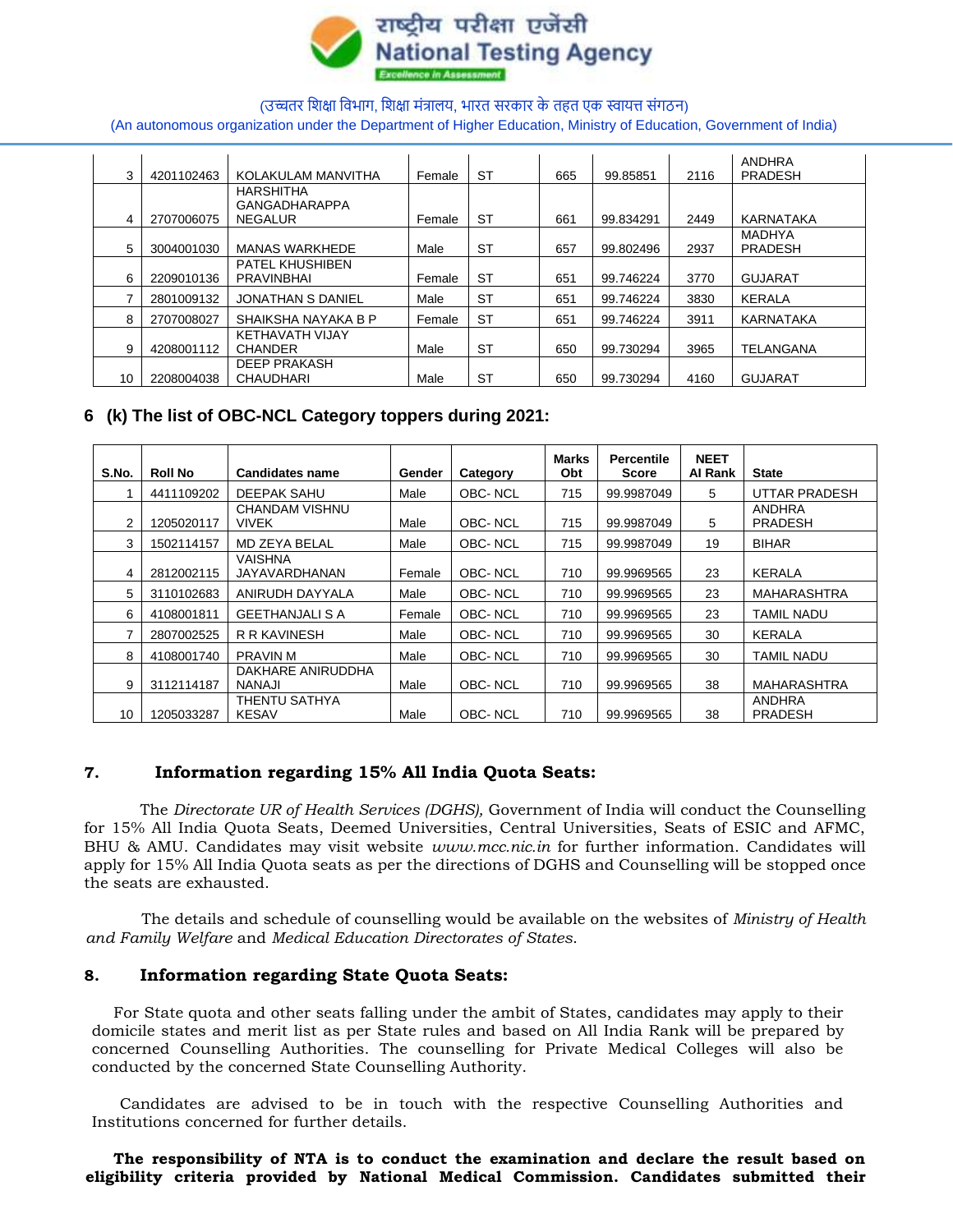| | | | | | | | | |
|---|---|---|---|---|---|---|---|---|
| 3 | 4201102463 | KOLAKULAM MANVITHA | Female | ST | 665 | 99.85851 | 2116 | ANDHRA PRADESH |
| 4 | 2707006075 | HARSHITHA GANGADHARAPPA NEGALUR | Female | ST | 661 | 99.834291 | 2449 | KARNATAKA |
| 5 | 3004001030 | MANAS WARKHEDE | Male | ST | 657 | 99.802496 | 2937 | MADHYA PRADESH |
| 6 | 2209010136 | PATEL KHUSHIBEN PRAVINBHAI | Female | ST | 651 | 99.746224 | 3770 | GUJARAT |
| 7 | 2801009132 | JONATHAN S DANIEL | Male | ST | 651 | 99.746224 | 3830 | KERALA |
| 8 | 2707008027 | SHAIKSHA NAYAKA B P | Female | ST | 651 | 99.746224 | 3911 | KARNATAKA |
| 9 | 4208001112 | KETHAVATH VIJAY CHANDER | Male | ST | 650 | 99.730294 | 3965 | TELANGANA |
| 10 | 2208004038 | DEEP PRAKASH CHAUDHARI | Male | ST | 650 | 99.730294 | 4160 | GUJARAT |

### 6 (k) The list of OBC-NCL Category toppers during 2021:

| S.No. | Roll No | Candidates name | Gender | Category | Marks Obt | Percentile Score | NEET AI Rank | State |
|---|---|---|---|---|---|---|---|---|
| 1 | 4411109202 | DEEPAK SAHU | Male | OBC- NCL | 715 | 99.9987049 | 5 | UTTAR PRADESH |
| 2 | 1205020117 | CHANDAM VISHNU VIVEK | Male | OBC- NCL | 715 | 99.9987049 | 5 | ANDHRA PRADESH |
| 3 | 1502114157 | MD ZEYA BELAL | Male | OBC- NCL | 715 | 99.9987049 | 19 | BIHAR |
| 4 | 2812002115 | VAISHNA JAYAVARDHANAN | Female | OBC- NCL | 710 | 99.9969565 | 23 | KERALA |
| 5 | 3110102683 | ANIRUDH DAYYALA | Male | OBC- NCL | 710 | 99.9969565 | 23 | MAHARASHTRA |
| 6 | 4108001811 | GEETHANJALI S A | Female | OBC- NCL | 710 | 99.9969565 | 23 | TAMIL NADU |
| 7 | 2807002525 | R R KAVINESH | Male | OBC- NCL | 710 | 99.9969565 | 30 | KERALA |
| 8 | 4108001740 | PRAVIN M | Male | OBC- NCL | 710 | 99.9969565 | 30 | TAMIL NADU |
| 9 | 3112114187 | DAKHARE ANIRUDDHA NANAJI | Male | OBC- NCL | 710 | 99.9969565 | 38 | MAHARASHTRA |
| 10 | 1205033287 | THENTU SATHYA KESAV | Male | OBC- NCL | 710 | 99.9969565 | 38 | ANDHRA PRADESH |

## 7. Information regarding 15% All India Quota Seats:

The *Directorate UR of Health Services (DGHS),* Government of India will conduct the Counselling for 15% All India Quota Seats, Deemed Universities, Central Universities, Seats of ESIC and AFMC, BHU & AMU. Candidates may visit website *www.mcc.nic.in* for further information. Candidates will apply for 15% All India Quota seats as per the directions of DGHS and Counselling will be stopped once the seats are exhausted.

The details and schedule of counselling would be available on the websites of *Ministry of Health and Family Welfare* and *Medical Education Directorates of States.*

## 8. Information regarding State Quota Seats:

For State quota and other seats falling under the ambit of States, candidates may apply to their domicile states and merit list as per State rules and based on All India Rank will be prepared by concerned Counselling Authorities. The counselling for Private Medical Colleges will also be conducted by the concerned State Counselling Authority.

Candidates are advised to be in touch with the respective Counselling Authorities and Institutions concerned for further details.

**The responsibility of NTA is to conduct the examination and declare the result based on eligibility criteria provided by National Medical Commission. Candidates submitted their**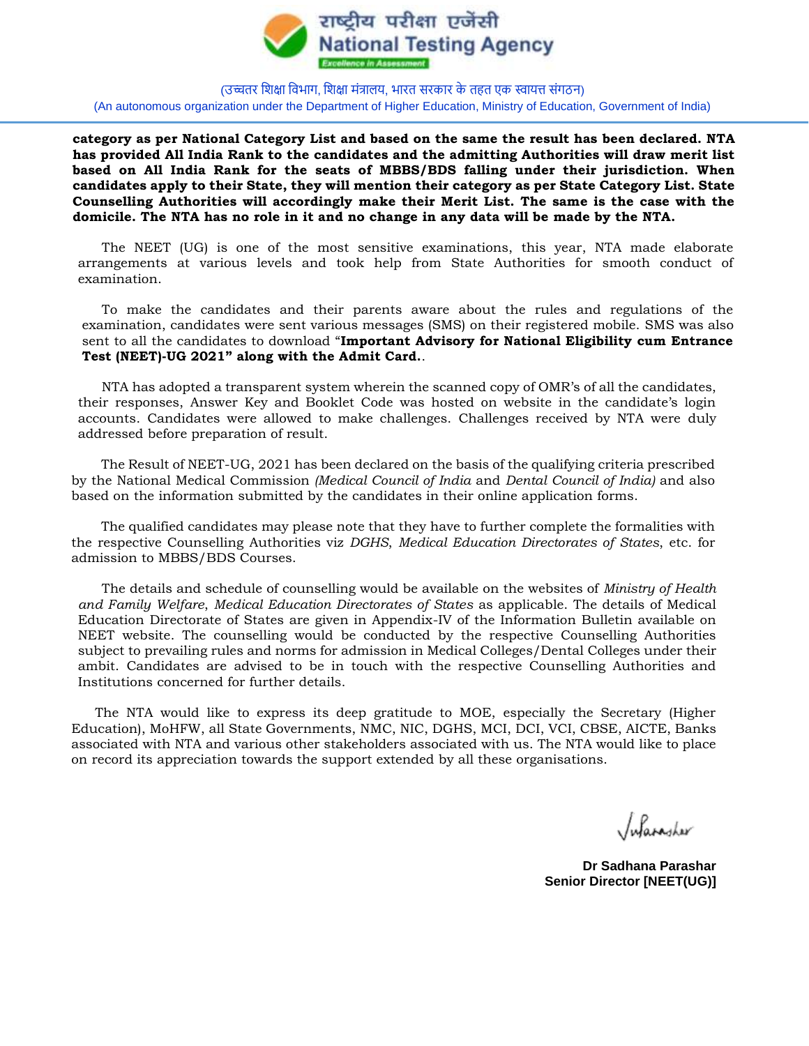**category as per National Category List and based on the same the result has been declared. NTA has provided All India Rank to the candidates and the admitting Authorities will draw merit list based on All India Rank for the seats of MBBS/BDS falling under their jurisdiction. When candidates apply to their State, they will mention their category as per State Category List. State Counselling Authorities will accordingly make their Merit List. The same is the case with the domicile. The NTA has no role in it and no change in any data will be made by the NTA.**

The NEET (UG) is one of the most sensitive examinations, this year, NTA made elaborate arrangements at various levels and took help from State Authorities for smooth conduct of examination.

To make the candidates and their parents aware about the rules and regulations of the examination, candidates were sent various messages (SMS) on their registered mobile. SMS was also sent to all the candidates to download "**Important Advisory for National Eligibility cum Entrance Test (NEET)-UG 2021" along with the Admit Card.**.

NTA has adopted a transparent system wherein the scanned copy of OMR's of all the candidates, their responses, Answer Key and Booklet Code was hosted on website in the candidate's login accounts. Candidates were allowed to make challenges. Challenges received by NTA were duly addressed before preparation of result.

The Result of NEET-UG, 2021 has been declared on the basis of the qualifying criteria prescribed by the National Medical Commission *(Medical Council of India* and *Dental Council of India)* and also based on the information submitted by the candidates in their online application forms.

The qualified candidates may please note that they have to further complete the formalities with the respective Counselling Authorities viz *DGHS*, *Medical Education Directorates of States*, etc. for admission to MBBS/BDS Courses.

The details and schedule of counselling would be available on the websites of *Ministry of Health and Family Welfare*, *Medical Education Directorates of States* as applicable. The details of Medical Education Directorate of States are given in Appendix-IV of the Information Bulletin available on NEET website. The counselling would be conducted by the respective Counselling Authorities subject to prevailing rules and norms for admission in Medical Colleges/Dental Colleges under their ambit. Candidates are advised to be in touch with the respective Counselling Authorities and Institutions concerned for further details.

The NTA would like to express its deep gratitude to MOE, especially the Secretary (Higher Education), MoHFW, all State Governments, NMC, NIC, DGHS, MCI, DCI, VCI, CBSE, AICTE, Banks associated with NTA and various other stakeholders associated with us. The NTA would like to place on record its appreciation towards the support extended by all these organisations.

**Dr Sadhana Parashar**
**Senior Director [NEET(UG)]**